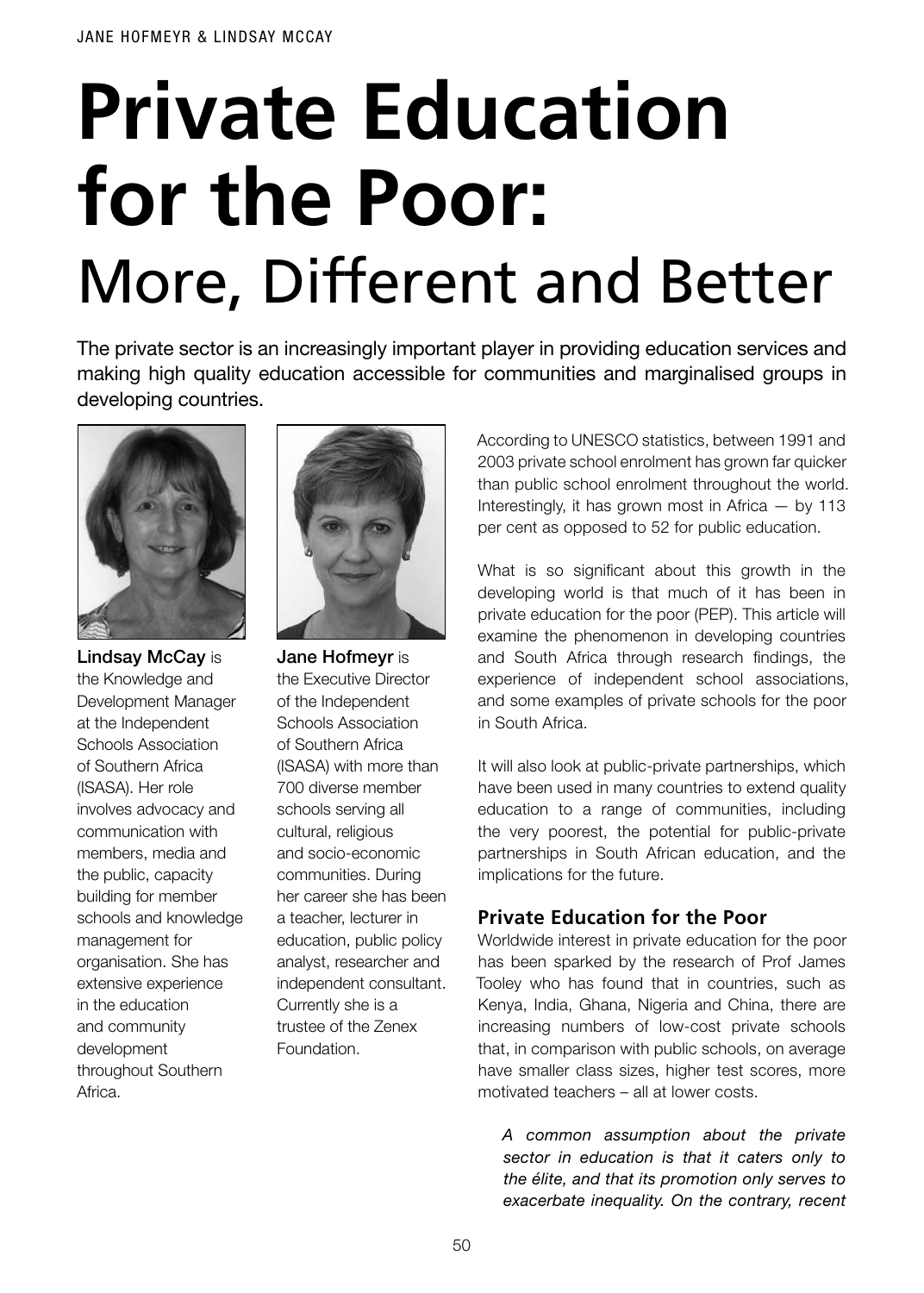JANE HOFMEYR & LINDSAY MCCAY

# Private Education for the Poor: More, Different and Better

The private sector is an increasingly important player in providing education services and making high quality education accessible for communities and marginalised groups in developing countries.

**Lindsay McCay** is the Knowledge and Development Manager at the Independent Schools Association of Southern Africa (ISASA). Her role involves advocacy and communication with members, media and the public, capacity building for member schools and knowledge management for organisation. She has extensive experience in the education and community development throughout Southern Africa.

**Jane Hofmeyr** is the Executive Director of the Independent Schools Association of Southern Africa (ISASA) with more than 700 diverse member schools serving all cultural, religious and socio-economic communities. During her career she has been a teacher, lecturer in education, public policy analyst, researcher and independent consultant. Currently she is a trustee of the Zenex Foundation.

According to UNESCO statistics, between 1991 and 2003 private school enrolment has grown far quicker than public school enrolment throughout the world. Interestingly, it has grown most in Africa — by 113 per cent as opposed to 52 for public education.

What is so significant about this growth in the developing world is that much of it has been in private education for the poor (PEP). This article will examine the phenomenon in developing countries and South Africa through research findings, the experience of independent school associations, and some examples of private schools for the poor in South Africa.

It will also look at public-private partnerships, which have been used in many countries to extend quality education to a range of communities, including the very poorest, the potential for public-private partnerships in South African education, and the implications for the future.

## Private Education for the Poor

Worldwide interest in private education for the poor has been sparked by the research of Prof James Tooley who has found that in countries, such as Kenya, India, Ghana, Nigeria and China, there are increasing numbers of low-cost private schools that, in comparison with public schools, on average have smaller class sizes, higher test scores, more motivated teachers – all at lower costs.

> *A common assumption about the private sector in education is that it caters only to the élite, and that its promotion only serves to exacerbate inequality. On the contrary, recent*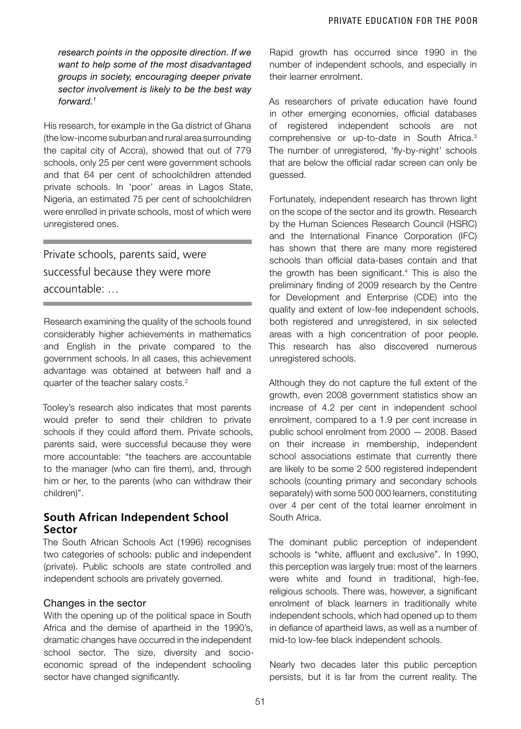*research points in the opposite direction. If we want to help some of the most disadvantaged groups in society, encouraging deeper private sector involvement is likely to be the best way forward.[1]*

His research, for example in the Ga district of Ghana (the low-income suburban and rural area surrounding the capital city of Accra), showed that out of 779 schools, only 25 per cent were government schools and that 64 per cent of schoolchildren attended private schools. In 'poor' areas in Lagos State, Nigeria, an estimated 75 per cent of schoolchildren were enrolled in private schools, most of which were unregistered ones.

> Private schools, parents said, were successful because they were more accountable: …

Research examining the quality of the schools found considerably higher achievements in mathematics and English in the private compared to the government schools. In all cases, this achievement advantage was obtained at between half and a quarter of the teacher salary costs.[2]

Tooley's research also indicates that most parents would prefer to send their children to private schools if they could afford them. Private schools, parents said, were successful because they were more accountable: "the teachers are accountable to the manager (who can fire them), and, through him or her, to the parents (who can withdraw their children)".

## South African Independent School Sector

The South African Schools Act (1996) recognises two categories of schools: public and independent (private). Public schools are state controlled and independent schools are privately governed.

### Changes in the sector

With the opening up of the political space in South Africa and the demise of apartheid in the 1990's, dramatic changes have occurred in the independent school sector. The size, diversity and socio-economic spread of the independent schooling sector have changed significantly.

Rapid growth has occurred since 1990 in the number of independent schools, and especially in their learner enrolment.

As researchers of private education have found in other emerging economies, official databases of registered independent schools are not comprehensive or up-to-date in South Africa.[3] The number of unregistered, 'fly-by-night' schools that are below the official radar screen can only be guessed.

Fortunately, independent research has thrown light on the scope of the sector and its growth. Research by the Human Sciences Research Council (HSRC) and the International Finance Corporation (IFC) has shown that there are many more registered schools than official data-bases contain and that the growth has been significant.[4] This is also the preliminary finding of 2009 research by the Centre for Development and Enterprise (CDE) into the quality and extent of low-fee independent schools, both registered and unregistered, in six selected areas with a high concentration of poor people. This research has also discovered numerous unregistered schools.

Although they do not capture the full extent of the growth, even 2008 government statistics show an increase of 4.2 per cent in independent school enrolment, compared to a 1.9 per cent increase in public school enrolment from 2000 — 2008. Based on their increase in membership, independent school associations estimate that currently there are likely to be some 2 500 registered independent schools (counting primary and secondary schools separately) with some 500 000 learners, constituting over 4 per cent of the total learner enrolment in South Africa.

The dominant public perception of independent schools is "white, affluent and exclusive". In 1990, this perception was largely true: most of the learners were white and found in traditional, high-fee, religious schools. There was, however, a significant enrolment of black learners in traditionally white independent schools, which had opened up to them in defiance of apartheid laws, as well as a number of mid-to low-fee black independent schools.

Nearly two decades later this public perception persists, but it is far from the current reality. The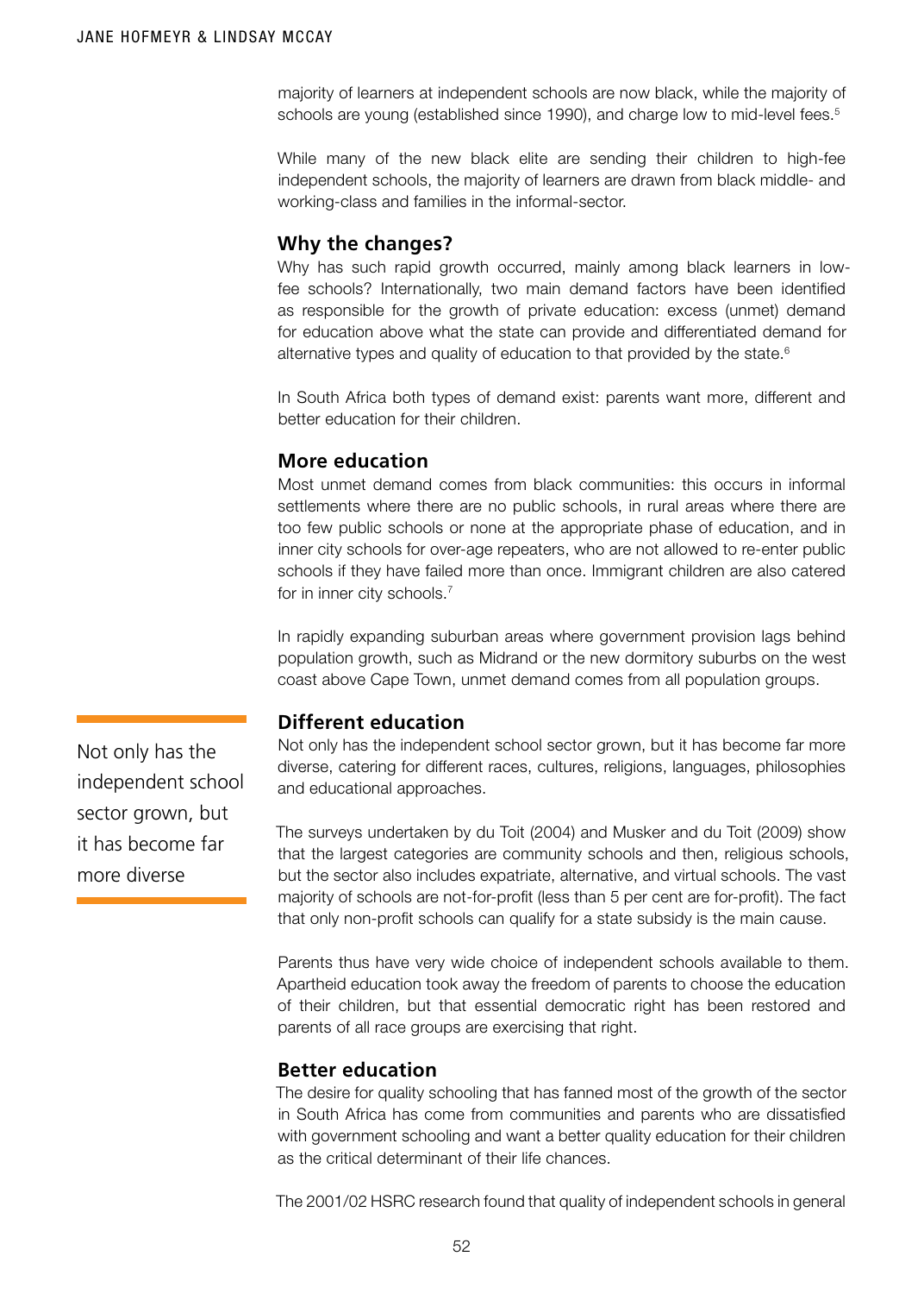majority of learners at independent schools are now black, while the majority of schools are young (established since 1990), and charge low to mid-level fees.[5]

While many of the new black elite are sending their children to high-fee independent schools, the majority of learners are drawn from black middle- and working-class and families in the informal-sector.

## Why the changes?

Why has such rapid growth occurred, mainly among black learners in low-fee schools? Internationally, two main demand factors have been identified as responsible for the growth of private education: excess (unmet) demand for education above what the state can provide and differentiated demand for alternative types and quality of education to that provided by the state.[6]

In South Africa both types of demand exist: parents want more, different and better education for their children.

## More education

Most unmet demand comes from black communities: this occurs in informal settlements where there are no public schools, in rural areas where there are too few public schools or none at the appropriate phase of education, and in inner city schools for over-age repeaters, who are not allowed to re-enter public schools if they have failed more than once. Immigrant children are also catered for in inner city schools.[7]

In rapidly expanding suburban areas where government provision lags behind population growth, such as Midrand or the new dormitory suburbs on the west coast above Cape Town, unmet demand comes from all population groups.

## Different education

Not only has the independent school sector grown, but it has become far more diverse, catering for different races, cultures, religions, languages, philosophies and educational approaches.

> Not only has the independent school sector grown, but it has become far more diverse

The surveys undertaken by du Toit (2004) and Musker and du Toit (2009) show that the largest categories are community schools and then, religious schools, but the sector also includes expatriate, alternative, and virtual schools. The vast majority of schools are not-for-profit (less than 5 per cent are for-profit). The fact that only non-profit schools can qualify for a state subsidy is the main cause.

Parents thus have very wide choice of independent schools available to them. Apartheid education took away the freedom of parents to choose the education of their children, but that essential democratic right has been restored and parents of all race groups are exercising that right.

## Better education

The desire for quality schooling that has fanned most of the growth of the sector in South Africa has come from communities and parents who are dissatisfied with government schooling and want a better quality education for their children as the critical determinant of their life chances.

The 2001/02 HSRC research found that quality of independent schools in general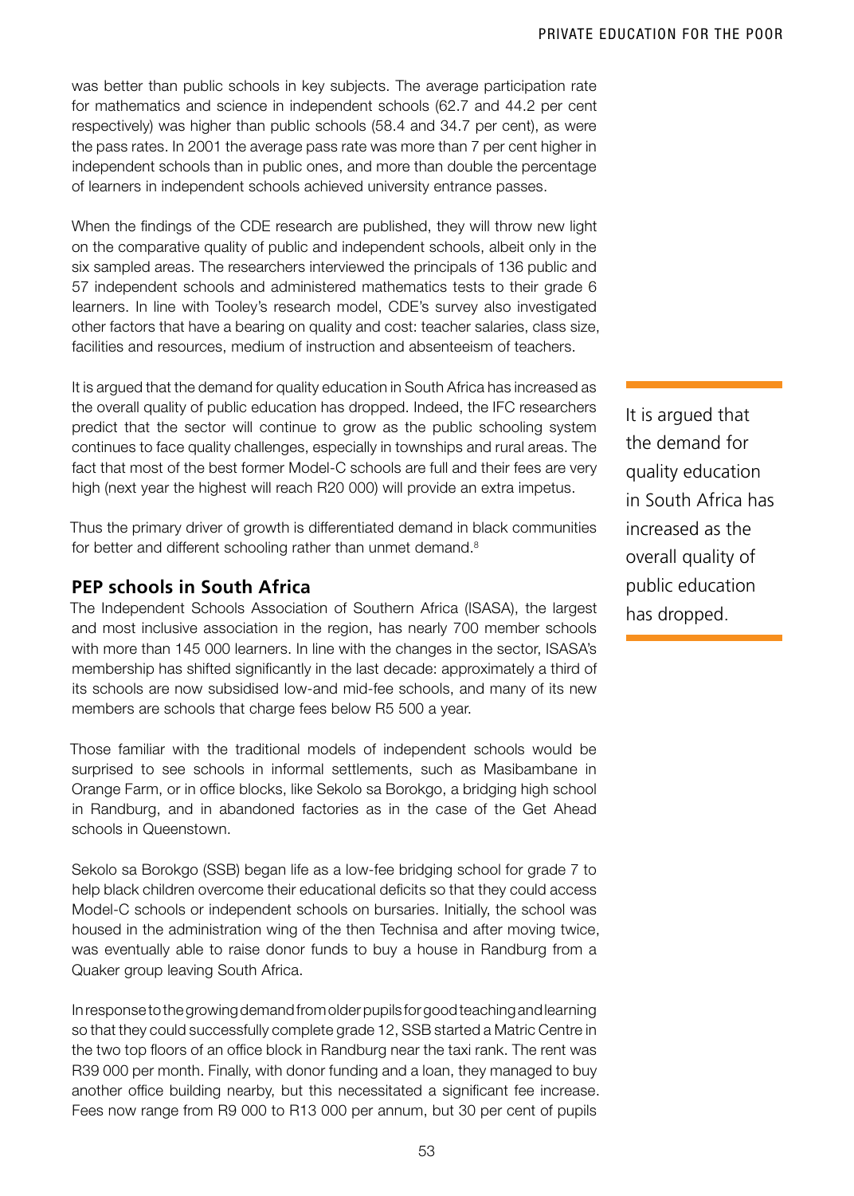was better than public schools in key subjects. The average participation rate for mathematics and science in independent schools (62.7 and 44.2 per cent respectively) was higher than public schools (58.4 and 34.7 per cent), as were the pass rates. In 2001 the average pass rate was more than 7 per cent higher in independent schools than in public ones, and more than double the percentage of learners in independent schools achieved university entrance passes.

When the findings of the CDE research are published, they will throw new light on the comparative quality of public and independent schools, albeit only in the six sampled areas. The researchers interviewed the principals of 136 public and 57 independent schools and administered mathematics tests to their grade 6 learners. In line with Tooley's research model, CDE's survey also investigated other factors that have a bearing on quality and cost: teacher salaries, class size, facilities and resources, medium of instruction and absenteeism of teachers.

It is argued that the demand for quality education in South Africa has increased as the overall quality of public education has dropped. Indeed, the IFC researchers predict that the sector will continue to grow as the public schooling system continues to face quality challenges, especially in townships and rural areas. The fact that most of the best former Model-C schools are full and their fees are very high (next year the highest will reach R20 000) will provide an extra impetus.

> It is argued that the demand for quality education in South Africa has increased as the overall quality of public education has dropped.

Thus the primary driver of growth is differentiated demand in black communities for better and different schooling rather than unmet demand.[8]

## PEP schools in South Africa

The Independent Schools Association of Southern Africa (ISASA), the largest and most inclusive association in the region, has nearly 700 member schools with more than 145 000 learners. In line with the changes in the sector, ISASA's membership has shifted significantly in the last decade: approximately a third of its schools are now subsidised low-and mid-fee schools, and many of its new members are schools that charge fees below R5 500 a year.

Those familiar with the traditional models of independent schools would be surprised to see schools in informal settlements, such as Masibambane in Orange Farm, or in office blocks, like Sekolo sa Borokgo, a bridging high school in Randburg, and in abandoned factories as in the case of the Get Ahead schools in Queenstown.

Sekolo sa Borokgo (SSB) began life as a low-fee bridging school for grade 7 to help black children overcome their educational deficits so that they could access Model-C schools or independent schools on bursaries. Initially, the school was housed in the administration wing of the then Technisa and after moving twice, was eventually able to raise donor funds to buy a house in Randburg from a Quaker group leaving South Africa.

In response to the growing demand from older pupils for good teaching and learning so that they could successfully complete grade 12, SSB started a Matric Centre in the two top floors of an office block in Randburg near the taxi rank. The rent was R39 000 per month. Finally, with donor funding and a loan, they managed to buy another office building nearby, but this necessitated a significant fee increase. Fees now range from R9 000 to R13 000 per annum, but 30 per cent of pupils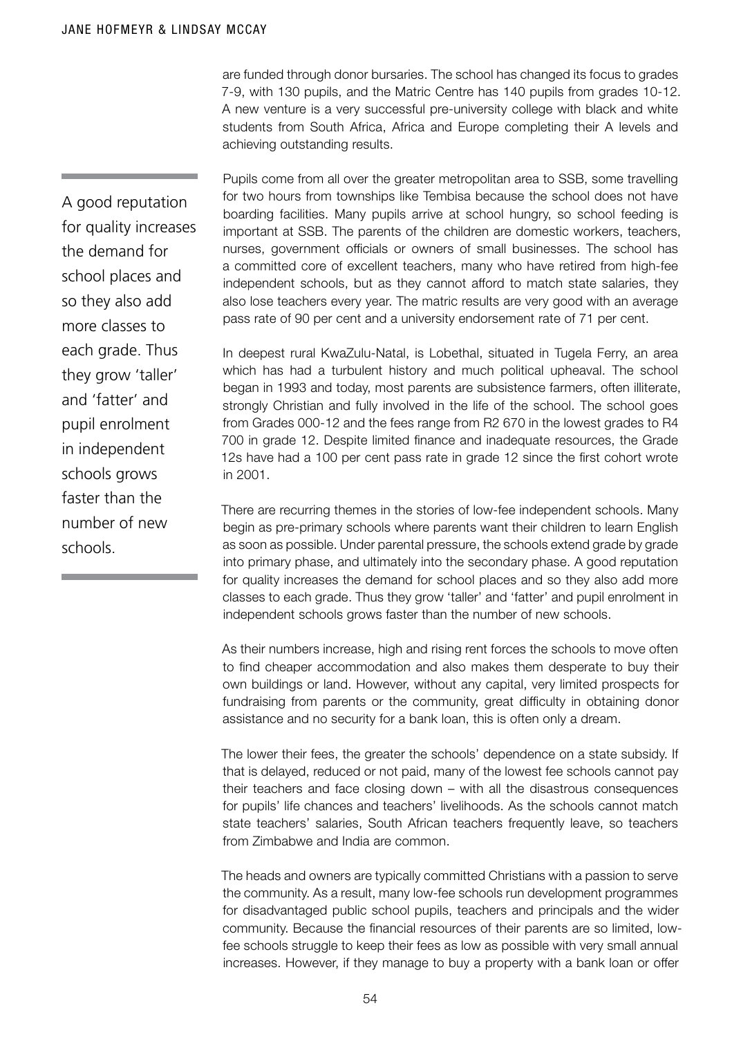are funded through donor bursaries. The school has changed its focus to grades 7-9, with 130 pupils, and the Matric Centre has 140 pupils from grades 10-12. A new venture is a very successful pre-university college with black and white students from South Africa, Africa and Europe completing their A levels and achieving outstanding results.

Pupils come from all over the greater metropolitan area to SSB, some travelling for two hours from townships like Tembisa because the school does not have boarding facilities. Many pupils arrive at school hungry, so school feeding is important at SSB. The parents of the children are domestic workers, teachers, nurses, government officials or owners of small businesses. The school has a committed core of excellent teachers, many who have retired from high-fee independent schools, but as they cannot afford to match state salaries, they also lose teachers every year. The matric results are very good with an average pass rate of 90 per cent and a university endorsement rate of 71 per cent.

In deepest rural KwaZulu-Natal, is Lobethal, situated in Tugela Ferry, an area which has had a turbulent history and much political upheaval. The school began in 1993 and today, most parents are subsistence farmers, often illiterate, strongly Christian and fully involved in the life of the school. The school goes from Grades 000-12 and the fees range from R2 670 in the lowest grades to R4 700 in grade 12. Despite limited finance and inadequate resources, the Grade 12s have had a 100 per cent pass rate in grade 12 since the first cohort wrote in 2001.

There are recurring themes in the stories of low-fee independent schools. Many begin as pre-primary schools where parents want their children to learn English as soon as possible. Under parental pressure, the schools extend grade by grade into primary phase, and ultimately into the secondary phase. A good reputation for quality increases the demand for school places and so they also add more classes to each grade. Thus they grow 'taller' and 'fatter' and pupil enrolment in independent schools grows faster than the number of new schools.

As their numbers increase, high and rising rent forces the schools to move often to find cheaper accommodation and also makes them desperate to buy their own buildings or land. However, without any capital, very limited prospects for fundraising from parents or the community, great difficulty in obtaining donor assistance and no security for a bank loan, this is often only a dream.

The lower their fees, the greater the schools' dependence on a state subsidy. If that is delayed, reduced or not paid, many of the lowest fee schools cannot pay their teachers and face closing down – with all the disastrous consequences for pupils' life chances and teachers' livelihoods. As the schools cannot match state teachers' salaries, South African teachers frequently leave, so teachers from Zimbabwe and India are common.

The heads and owners are typically committed Christians with a passion to serve the community. As a result, many low-fee schools run development programmes for disadvantaged public school pupils, teachers and principals and the wider community. Because the financial resources of their parents are so limited, low-fee schools struggle to keep their fees as low as possible with very small annual increases. However, if they manage to buy a property with a bank loan or offer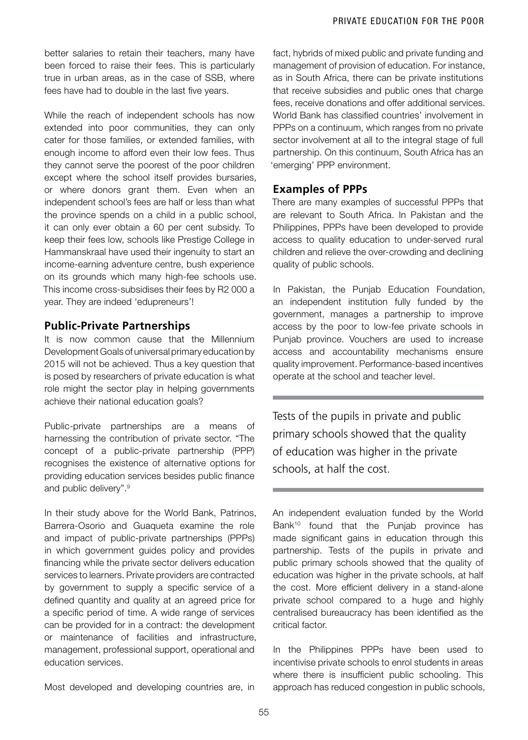better salaries to retain their teachers, many have been forced to raise their fees. This is particularly true in urban areas, as in the case of SSB, where fees have had to double in the last five years.

While the reach of independent schools has now extended into poor communities, they can only cater for those families, or extended families, with enough income to afford even their low fees. Thus they cannot serve the poorest of the poor children except where the school itself provides bursaries, or where donors grant them. Even when an independent school's fees are half or less than what the province spends on a child in a public school, it can only ever obtain a 60 per cent subsidy. To keep their fees low, schools like Prestige College in Hammanskraal have used their ingenuity to start an income-earning adventure centre, bush experience on its grounds which many high-fee schools use. This income cross-subsidises their fees by R2 000 a year. They are indeed 'edupreneurs'!

## Public-Private Partnerships

It is now common cause that the Millennium Development Goals of universal primary education by 2015 will not be achieved. Thus a key question that is posed by researchers of private education is what role might the sector play in helping governments achieve their national education goals?

Public-private partnerships are a means of harnessing the contribution of private sector. "The concept of a public-private partnership (PPP) recognises the existence of alternative options for providing education services besides public finance and public delivery".[9]

In their study above for the World Bank, Patrinos, Barrera-Osorio and Guaqueta examine the role and impact of public-private partnerships (PPPs) in which government guides policy and provides financing while the private sector delivers education services to learners. Private providers are contracted by government to supply a specific service of a defined quantity and quality at an agreed price for a specific period of time. A wide range of services can be provided for in a contract: the development or maintenance of facilities and infrastructure, management, professional support, operational and education services.

Most developed and developing countries are, in fact, hybrids of mixed public and private funding and management of provision of education. For instance, as in South Africa, there can be private institutions that receive subsidies and public ones that charge fees, receive donations and offer additional services. World Bank has classified countries' involvement in PPPs on a continuum, which ranges from no private sector involvement at all to the integral stage of full partnership. On this continuum, South Africa has an 'emerging' PPP environment.

## Examples of PPPs

There are many examples of successful PPPs that are relevant to South Africa. In Pakistan and the Philippines, PPPs have been developed to provide access to quality education to under-served rural children and relieve the over-crowding and declining quality of public schools.

In Pakistan, the Punjab Education Foundation, an independent institution fully funded by the government, manages a partnership to improve access by the poor to low-fee private schools in Punjab province. Vouchers are used to increase access and accountability mechanisms ensure quality improvement. Performance-based incentives operate at the school and teacher level.

> Tests of the pupils in private and public primary schools showed that the quality of education was higher in the private schools, at half the cost.

An independent evaluation funded by the World Bank[10] found that the Punjab province has made significant gains in education through this partnership. Tests of the pupils in private and public primary schools showed that the quality of education was higher in the private schools, at half the cost. More efficient delivery in a stand-alone private school compared to a huge and highly centralised bureaucracy has been identified as the critical factor.

In the Philippines PPPs have been used to incentivise private schools to enrol students in areas where there is insufficient public schooling. This approach has reduced congestion in public schools,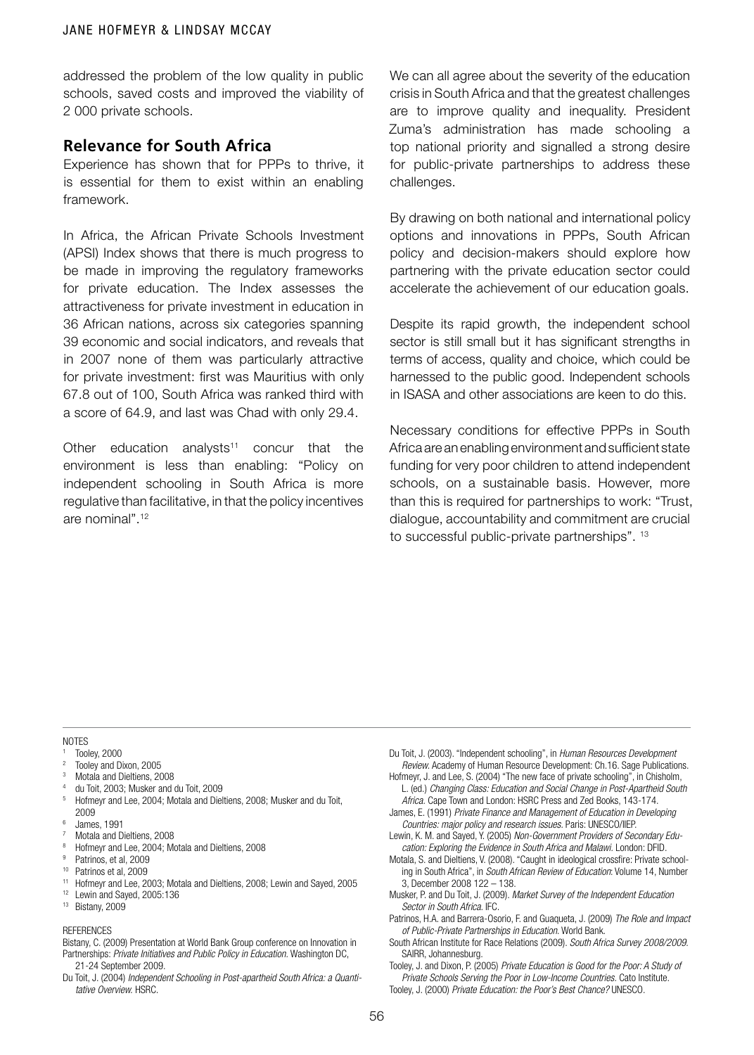addressed the problem of the low quality in public schools, saved costs and improved the viability of 2 000 private schools.

## Relevance for South Africa

Experience has shown that for PPPs to thrive, it is essential for them to exist within an enabling framework.

In Africa, the African Private Schools Investment (APSI) Index shows that there is much progress to be made in improving the regulatory frameworks for private education. The Index assesses the attractiveness for private investment in education in 36 African nations, across six categories spanning 39 economic and social indicators, and reveals that in 2007 none of them was particularly attractive for private investment: first was Mauritius with only 67.8 out of 100, South Africa was ranked third with a score of 64.9, and last was Chad with only 29.4.

Other education analysts[11] concur that the environment is less than enabling: "Policy on independent schooling in South Africa is more regulative than facilitative, in that the policy incentives are nominal".[12]

We can all agree about the severity of the education crisis in South Africa and that the greatest challenges are to improve quality and inequality. President Zuma's administration has made schooling a top national priority and signalled a strong desire for public-private partnerships to address these challenges.

By drawing on both national and international policy options and innovations in PPPs, South African policy and decision-makers should explore how partnering with the private education sector could accelerate the achievement of our education goals.

Despite its rapid growth, the independent school sector is still small but it has significant strengths in terms of access, quality and choice, which could be harnessed to the public good. Independent schools in ISASA and other associations are keen to do this.

Necessary conditions for effective PPPs in South Africa are an enabling environment and sufficient state funding for very poor children to attend independent schools, on a sustainable basis. However, more than this is required for partnerships to work: "Trust, dialogue, accountability and commitment are crucial to successful public-private partnerships". [13]

NOTES

1. Tooley, 2000
2. Tooley and Dixon, 2005
3. Motala and Dieltiens, 2008
4. du Toit, 2003; Musker and du Toit, 2009
5. Hofmeyr and Lee, 2004; Motala and Dieltiens, 2008; Musker and du Toit, 2009
6. James, 1991
7. Motala and Dieltiens, 2008
8. Hofmeyr and Lee, 2004; Motala and Dieltiens, 2008
9. Patrinos, et al, 2009
10. Patrinos et al, 2009
11. Hofmeyr and Lee, 2003; Motala and Dieltiens, 2008; Lewin and Sayed, 2005
12. Lewin and Sayed, 2005:136
13. Bistany, 2009

REFERENCES

Bistany, C. (2009) Presentation at World Bank Group conference on Innovation in Partnerships: *Private Initiatives and Public Policy in Education.* Washington DC, 21-24 September 2009.

Du Toit, J. (2004) *Independent Schooling in Post-apartheid South Africa: a Quantitative Overview.* HSRC.

Du Toit, J. (2003). "Independent schooling", in *Human Resources Development Review.* Academy of Human Resource Development: Ch.16. Sage Publications.

Hofmeyr, J. and Lee, S. (2004) "The new face of private schooling", in Chisholm, L. (ed.) *Changing Class: Education and Social Change in Post-Apartheid South Africa.* Cape Town and London: HSRC Press and Zed Books, 143-174.

James, E. (1991) *Private Finance and Management of Education in Developing Countries: major policy and research issues.* Paris: UNESCO/IIEP.

Lewin, K. M. and Sayed, Y. (2005) *Non-Government Providers of Secondary Education: Exploring the Evidence in South Africa and Malawi.* London: DFID.

Motala, S. and Dieltiens, V. (2008). "Caught in ideological crossfire: Private schooling in South Africa", in *South African Review of Education*: Volume 14, Number 3, December 2008 122 – 138.

Musker, P. and Du Toit, J. (2009). *Market Survey of the Independent Education Sector in South Africa.* IFC.

Patrinos, H.A. and Barrera-Osorio, F. and Guaqueta, J. (2009) *The Role and Impact of Public-Private Partnerships in Education.* World Bank.

South African Institute for Race Relations (2009). *South Africa Survey 2008/2009.* SAIRR, Johannesburg.

Tooley, J. and Dixon, P. (2005) *Private Education is Good for the Poor: A Study of Private Schools Serving the Poor in Low-Income Countries.* Cato Institute.

Tooley, J. (2000) *Private Education: the Poor's Best Chance?* UNESCO.